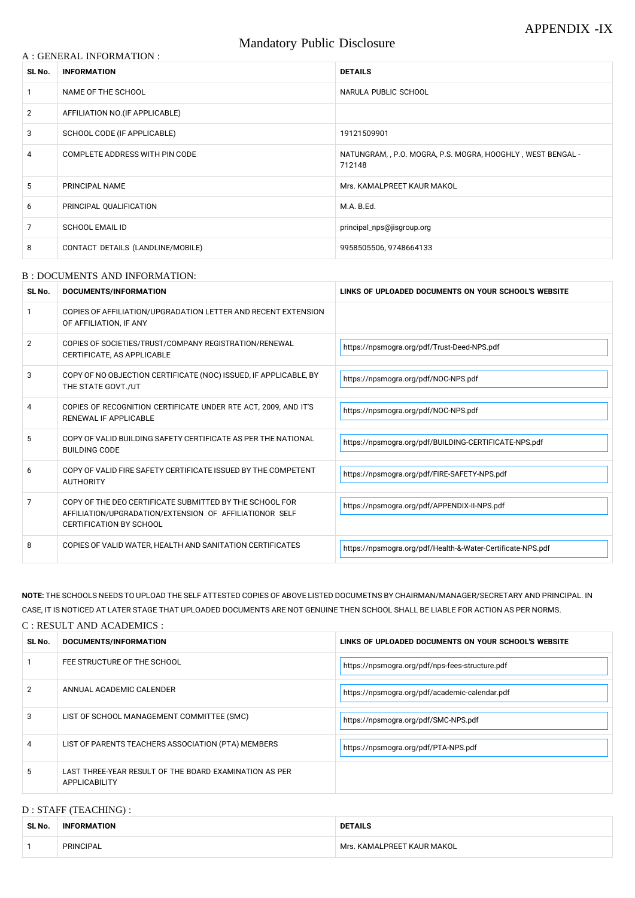APPENDIX -IX

# Mandatory Public Disclosure

## A : GENERAL INFORMATION :

| SL No. | INFORMATION | DETAILS |
|---|---|---|
| 1 | NAME OF THE SCHOOL | NARULA PUBLIC SCHOOL |
| 2 | AFFILIATION NO.(IF APPLICABLE) | |
| 3 | SCHOOL CODE (IF APPLICABLE) | 19121509901 |
| 4 | COMPLETE ADDRESS WITH PIN CODE | NATUNGRAM, , P.O. MOGRA, P.S. MOGRA, HOOGHLY , WEST BENGAL - 712148 |
| 5 | PRINCIPAL NAME | Mrs. KAMALPREET KAUR MAKOL |
| 6 | PRINCIPAL QUALIFICATION | M.A. B.Ed. |
| 7 | SCHOOL EMAIL ID | principal_nps@jisgroup.org |
| 8 | CONTACT DETAILS (LANDLINE/MOBILE) | 9958505506, 9748664133 |

## B : DOCUMENTS AND INFORMATION:

| SL No. | DOCUMENTS/INFORMATION | LINKS OF UPLOADED DOCUMENTS ON YOUR SCHOOL'S WEBSITE |
|---|---|---|
| 1 | COPIES OF AFFILIATION/UPGRADATION LETTER AND RECENT EXTENSION OF AFFILIATION, IF ANY | |
| 2 | COPIES OF SOCIETIES/TRUST/COMPANY REGISTRATION/RENEWAL CERTIFICATE, AS APPLICABLE | https://npsmogra.org/pdf/Trust-Deed-NPS.pdf |
| 3 | COPY OF NO OBJECTION CERTIFICATE (NOC) ISSUED, IF APPLICABLE, BY THE STATE GOVT./UT | https://npsmogra.org/pdf/NOC-NPS.pdf |
| 4 | COPIES OF RECOGNITION CERTIFICATE UNDER RTE ACT, 2009, AND IT'S RENEWAL IF APPLICABLE | https://npsmogra.org/pdf/NOC-NPS.pdf |
| 5 | COPY OF VALID BUILDING SAFETY CERTIFICATE AS PER THE NATIONAL BUILDING CODE | https://npsmogra.org/pdf/BUILDING-CERTIFICATE-NPS.pdf |
| 6 | COPY OF VALID FIRE SAFETY CERTIFICATE ISSUED BY THE COMPETENT AUTHORITY | https://npsmogra.org/pdf/FIRE-SAFETY-NPS.pdf |
| 7 | COPY OF THE DEO CERTIFICATE SUBMITTED BY THE SCHOOL FOR AFFILIATION/UPGRADATION/EXTENSION OF AFFILIATIONOR SELF CERTIFICATION BY SCHOOL | https://npsmogra.org/pdf/APPENDIX-II-NPS.pdf |
| 8 | COPIES OF VALID WATER, HEALTH AND SANITATION CERTIFICATES | https://npsmogra.org/pdf/Health-&-Water-Certificate-NPS.pdf |

**NOTE:** THE SCHOOLS NEEDS TO UPLOAD THE SELF ATTESTED COPIES OF ABOVE LISTED DOCUMETNS BY CHAIRMAN/MANAGER/SECRETARY AND PRINCIPAL. IN CASE, IT IS NOTICED AT LATER STAGE THAT UPLOADED DOCUMENTS ARE NOT GENUINE THEN SCHOOL SHALL BE LIABLE FOR ACTION AS PER NORMS.

## C : RESULT AND ACADEMICS :

| SL No. | DOCUMENTS/INFORMATION | LINKS OF UPLOADED DOCUMENTS ON YOUR SCHOOL'S WEBSITE |
|---|---|---|
| 1 | FEE STRUCTURE OF THE SCHOOL | https://npsmogra.org/pdf/nps-fees-structure.pdf |
| 2 | ANNUAL ACADEMIC CALENDER | https://npsmogra.org/pdf/academic-calendar.pdf |
| 3 | LIST OF SCHOOL MANAGEMENT COMMITTEE (SMC) | https://npsmogra.org/pdf/SMC-NPS.pdf |
| 4 | LIST OF PARENTS TEACHERS ASSOCIATION (PTA) MEMBERS | https://npsmogra.org/pdf/PTA-NPS.pdf |
| 5 | LAST THREE-YEAR RESULT OF THE BOARD EXAMINATION AS PER APPLICABILITY | |

## D : STAFF (TEACHING) :

| SL No. | INFORMATION | DETAILS |
|---|---|---|
| 1 | PRINCIPAL | Mrs. KAMALPREET KAUR MAKOL |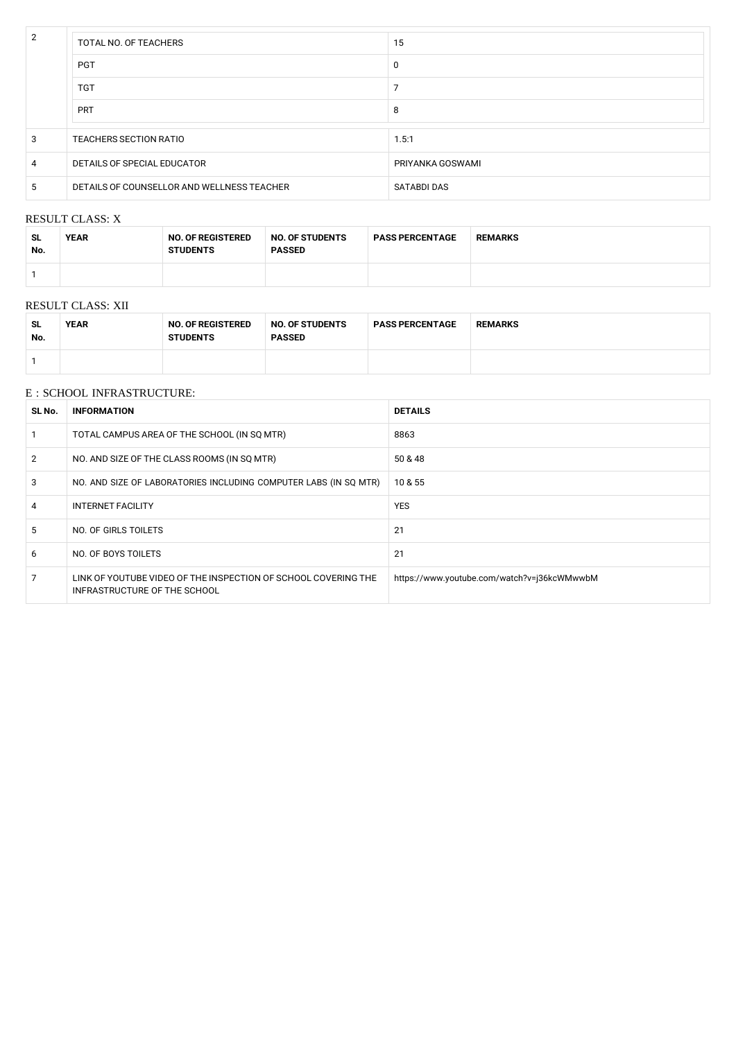| | | |
|---|---|---|
| 2 | TOTAL NO. OF TEACHERS | 15 |
| | PGT | 0 |
| | TGT | 7 |
| | PRT | 8 |
| 3 | TEACHERS SECTION RATIO | 1.5:1 |
| 4 | DETAILS OF SPECIAL EDUCATOR | PRIYANKA GOSWAMI |
| 5 | DETAILS OF COUNSELLOR AND WELLNESS TEACHER | SATABDI DAS |

RESULT CLASS: X

| SL No. | YEAR | NO. OF REGISTERED STUDENTS | NO. OF STUDENTS PASSED | PASS PERCENTAGE | REMARKS |
|---|---|---|---|---|---|
| 1 | | | | | |

RESULT CLASS: XII

| SL No. | YEAR | NO. OF REGISTERED STUDENTS | NO. OF STUDENTS PASSED | PASS PERCENTAGE | REMARKS |
|---|---|---|---|---|---|
| 1 | | | | | |

E : SCHOOL INFRASTRUCTURE:

| SL No. | INFORMATION | DETAILS |
|---|---|---|
| 1 | TOTAL CAMPUS AREA OF THE SCHOOL (IN SQ MTR) | 8863 |
| 2 | NO. AND SIZE OF THE CLASS ROOMS (IN SQ MTR) | 50 & 48 |
| 3 | NO. AND SIZE OF LABORATORIES INCLUDING COMPUTER LABS (IN SQ MTR) | 10 & 55 |
| 4 | INTERNET FACILITY | YES |
| 5 | NO. OF GIRLS TOILETS | 21 |
| 6 | NO. OF BOYS TOILETS | 21 |
| 7 | LINK OF YOUTUBE VIDEO OF THE INSPECTION OF SCHOOL COVERING THE INFRASTRUCTURE OF THE SCHOOL | https://www.youtube.com/watch?v=j36kcWMwwbM |